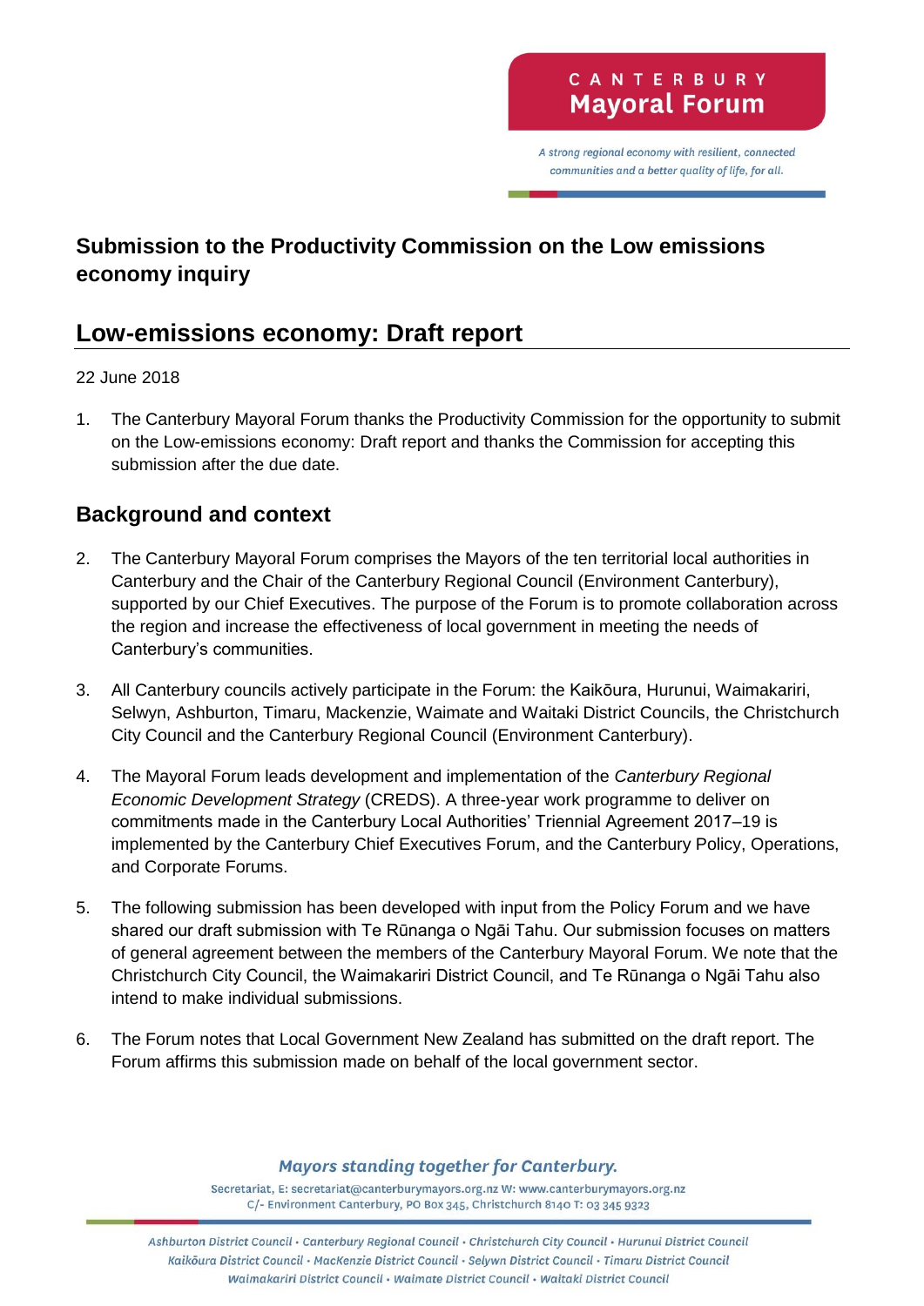CANTERBURY **Mayoral Forum**

*A strong regional economy with resilient, connected communities and a better quality of life, for all.*

## Submission to the Productivity Commission on the Low emissions economy inquiry

# Low-emissions economy: Draft report

22 June 2018

1. The Canterbury Mayoral Forum thanks the Productivity Commission for the opportunity to submit on the Low-emissions economy: Draft report and thanks the Commission for accepting this submission after the due date.

## Background and context

2. The Canterbury Mayoral Forum comprises the Mayors of the ten territorial local authorities in Canterbury and the Chair of the Canterbury Regional Council (Environment Canterbury), supported by our Chief Executives. The purpose of the Forum is to promote collaboration across the region and increase the effectiveness of local government in meeting the needs of Canterbury's communities.

3. All Canterbury councils actively participate in the Forum: the Kaikōura, Hurunui, Waimakariri, Selwyn, Ashburton, Timaru, Mackenzie, Waimate and Waitaki District Councils, the Christchurch City Council and the Canterbury Regional Council (Environment Canterbury).

4. The Mayoral Forum leads development and implementation of the *Canterbury Regional Economic Development Strategy* (CREDS). A three-year work programme to deliver on commitments made in the Canterbury Local Authorities' Triennial Agreement 2017–19 is implemented by the Canterbury Chief Executives Forum, and the Canterbury Policy, Operations, and Corporate Forums.

5. The following submission has been developed with input from the Policy Forum and we have shared our draft submission with Te Rūnanga o Ngāi Tahu. Our submission focuses on matters of general agreement between the members of the Canterbury Mayoral Forum. We note that the Christchurch City Council, the Waimakariri District Council, and Te Rūnanga o Ngāi Tahu also intend to make individual submissions.

6. The Forum notes that Local Government New Zealand has submitted on the draft report. The Forum affirms this submission made on behalf of the local government sector.

*Mayors standing together for Canterbury.*

Secretariat, E: secretariat@canterburymayors.org.nz W: www.canterburymayors.org.nz
C/- Environment Canterbury, PO Box 345, Christchurch 8140 T: 03 345 9323

*Ashburton District Council • Canterbury Regional Council • Christchurch City Council • Hurunui District Council
Kaikōura District Council • MacKenzie District Council • Selywn District Council • Timaru District Council
Waimakariri District Council • Waimate District Council • Waitaki District Council*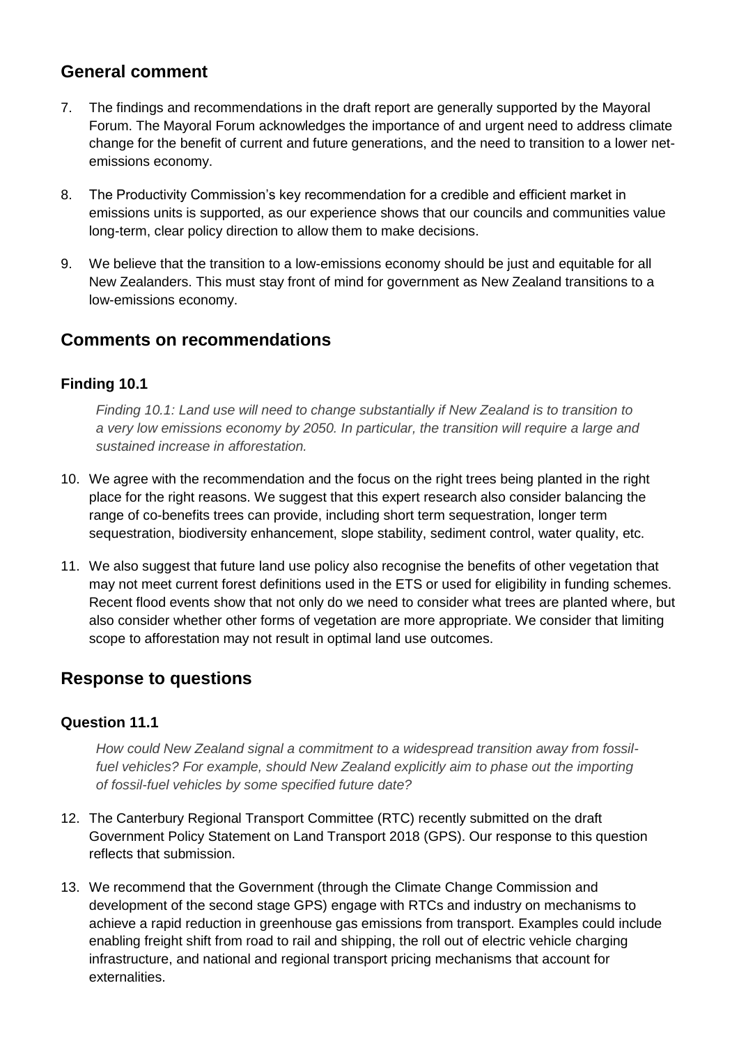## General comment

7. The findings and recommendations in the draft report are generally supported by the Mayoral Forum. The Mayoral Forum acknowledges the importance of and urgent need to address climate change for the benefit of current and future generations, and the need to transition to a lower net-emissions economy.

8. The Productivity Commission's key recommendation for a credible and efficient market in emissions units is supported, as our experience shows that our councils and communities value long-term, clear policy direction to allow them to make decisions.

9. We believe that the transition to a low-emissions economy should be just and equitable for all New Zealanders. This must stay front of mind for government as New Zealand transitions to a low-emissions economy.

## Comments on recommendations

### Finding 10.1

> *Finding 10.1: Land use will need to change substantially if New Zealand is to transition to a very low emissions economy by 2050. In particular, the transition will require a large and sustained increase in afforestation.*

10. We agree with the recommendation and the focus on the right trees being planted in the right place for the right reasons. We suggest that this expert research also consider balancing the range of co-benefits trees can provide, including short term sequestration, longer term sequestration, biodiversity enhancement, slope stability, sediment control, water quality, etc.

11. We also suggest that future land use policy also recognise the benefits of other vegetation that may not meet current forest definitions used in the ETS or used for eligibility in funding schemes. Recent flood events show that not only do we need to consider what trees are planted where, but also consider whether other forms of vegetation are more appropriate. We consider that limiting scope to afforestation may not result in optimal land use outcomes.

## Response to questions

### Question 11.1

> *How could New Zealand signal a commitment to a widespread transition away from fossil-fuel vehicles? For example, should New Zealand explicitly aim to phase out the importing of fossil-fuel vehicles by some specified future date?*

12. The Canterbury Regional Transport Committee (RTC) recently submitted on the draft Government Policy Statement on Land Transport 2018 (GPS). Our response to this question reflects that submission.

13. We recommend that the Government (through the Climate Change Commission and development of the second stage GPS) engage with RTCs and industry on mechanisms to achieve a rapid reduction in greenhouse gas emissions from transport. Examples could include enabling freight shift from road to rail and shipping, the roll out of electric vehicle charging infrastructure, and national and regional transport pricing mechanisms that account for externalities.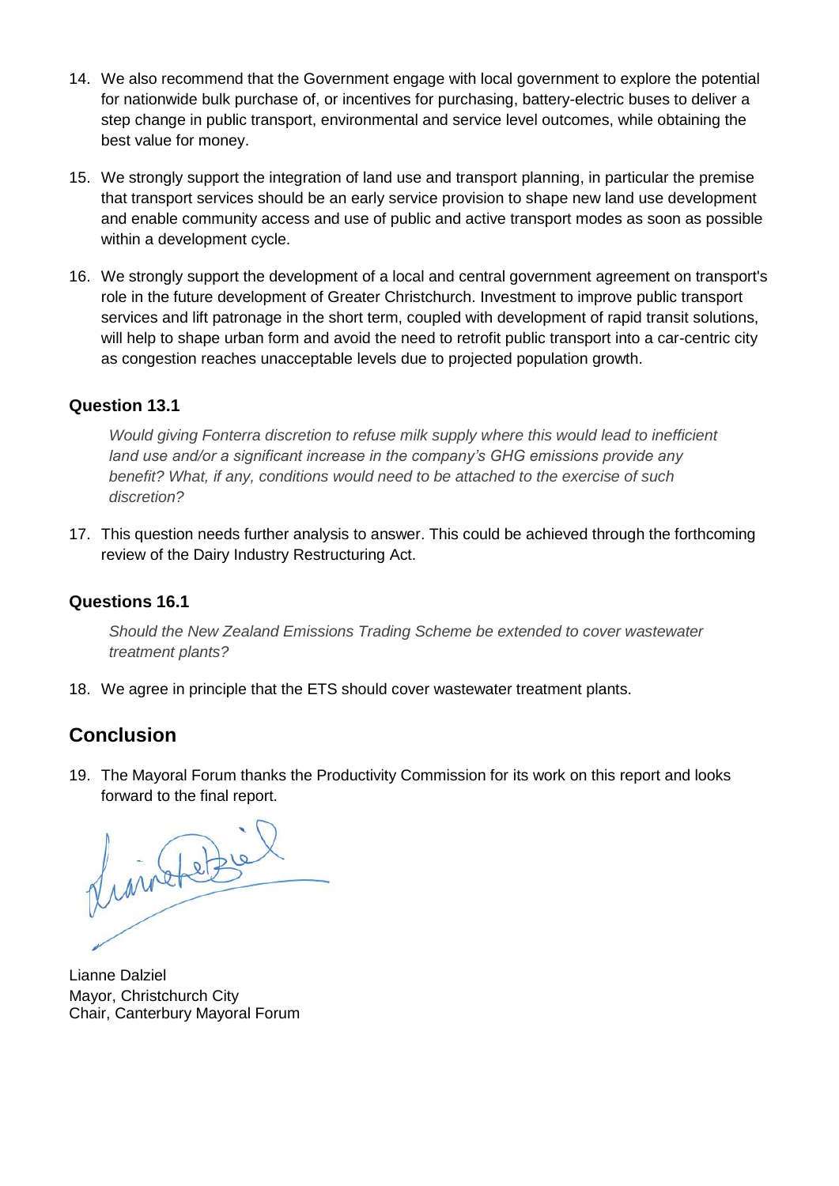14. We also recommend that the Government engage with local government to explore the potential for nationwide bulk purchase of, or incentives for purchasing, battery-electric buses to deliver a step change in public transport, environmental and service level outcomes, while obtaining the best value for money.

15. We strongly support the integration of land use and transport planning, in particular the premise that transport services should be an early service provision to shape new land use development and enable community access and use of public and active transport modes as soon as possible within a development cycle.

16. We strongly support the development of a local and central government agreement on transport's role in the future development of Greater Christchurch. Investment to improve public transport services and lift patronage in the short term, coupled with development of rapid transit solutions, will help to shape urban form and avoid the need to retrofit public transport into a car-centric city as congestion reaches unacceptable levels due to projected population growth.

### Question 13.1

*Would giving Fonterra discretion to refuse milk supply where this would lead to inefficient land use and/or a significant increase in the company's GHG emissions provide any benefit? What, if any, conditions would need to be attached to the exercise of such discretion?*

17. This question needs further analysis to answer. This could be achieved through the forthcoming review of the Dairy Industry Restructuring Act.

### Questions 16.1

*Should the New Zealand Emissions Trading Scheme be extended to cover wastewater treatment plants?*

18. We agree in principle that the ETS should cover wastewater treatment plants.

## Conclusion

19. The Mayoral Forum thanks the Productivity Commission for its work on this report and looks forward to the final report.

Lianne Dalziel
Mayor, Christchurch City
Chair, Canterbury Mayoral Forum